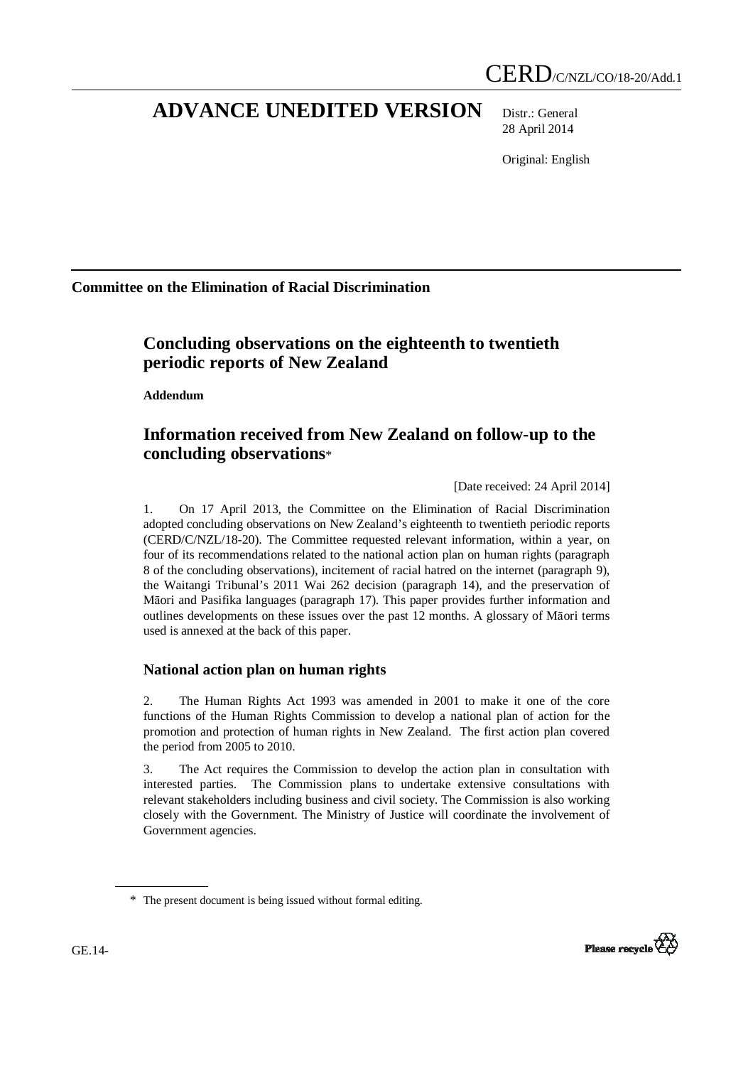CERD/C/NZL/CO/18-20/Add.1

# ADVANCE UNEDITED VERSION

Distr.: General
28 April 2014

Original: English

**Committee on the Elimination of Racial Discrimination**

## Concluding observations on the eighteenth to twentieth periodic reports of New Zealand

**Addendum**

## Information received from New Zealand on follow-up to the concluding observations*

[Date received: 24 April 2014]

1. On 17 April 2013, the Committee on the Elimination of Racial Discrimination adopted concluding observations on New Zealand's eighteenth to twentieth periodic reports (CERD/C/NZL/18-20). The Committee requested relevant information, within a year, on four of its recommendations related to the national action plan on human rights (paragraph 8 of the concluding observations), incitement of racial hatred on the internet (paragraph 9), the Waitangi Tribunal's 2011 Wai 262 decision (paragraph 14), and the preservation of Māori and Pasifika languages (paragraph 17). This paper provides further information and outlines developments on these issues over the past 12 months. A glossary of Māori terms used is annexed at the back of this paper.

### National action plan on human rights

2. The Human Rights Act 1993 was amended in 2001 to make it one of the core functions of the Human Rights Commission to develop a national plan of action for the promotion and protection of human rights in New Zealand. The first action plan covered the period from 2005 to 2010.

3. The Act requires the Commission to develop the action plan in consultation with interested parties. The Commission plans to undertake extensive consultations with relevant stakeholders including business and civil society. The Commission is also working closely with the Government. The Ministry of Justice will coordinate the involvement of Government agencies.

\* The present document is being issued without formal editing.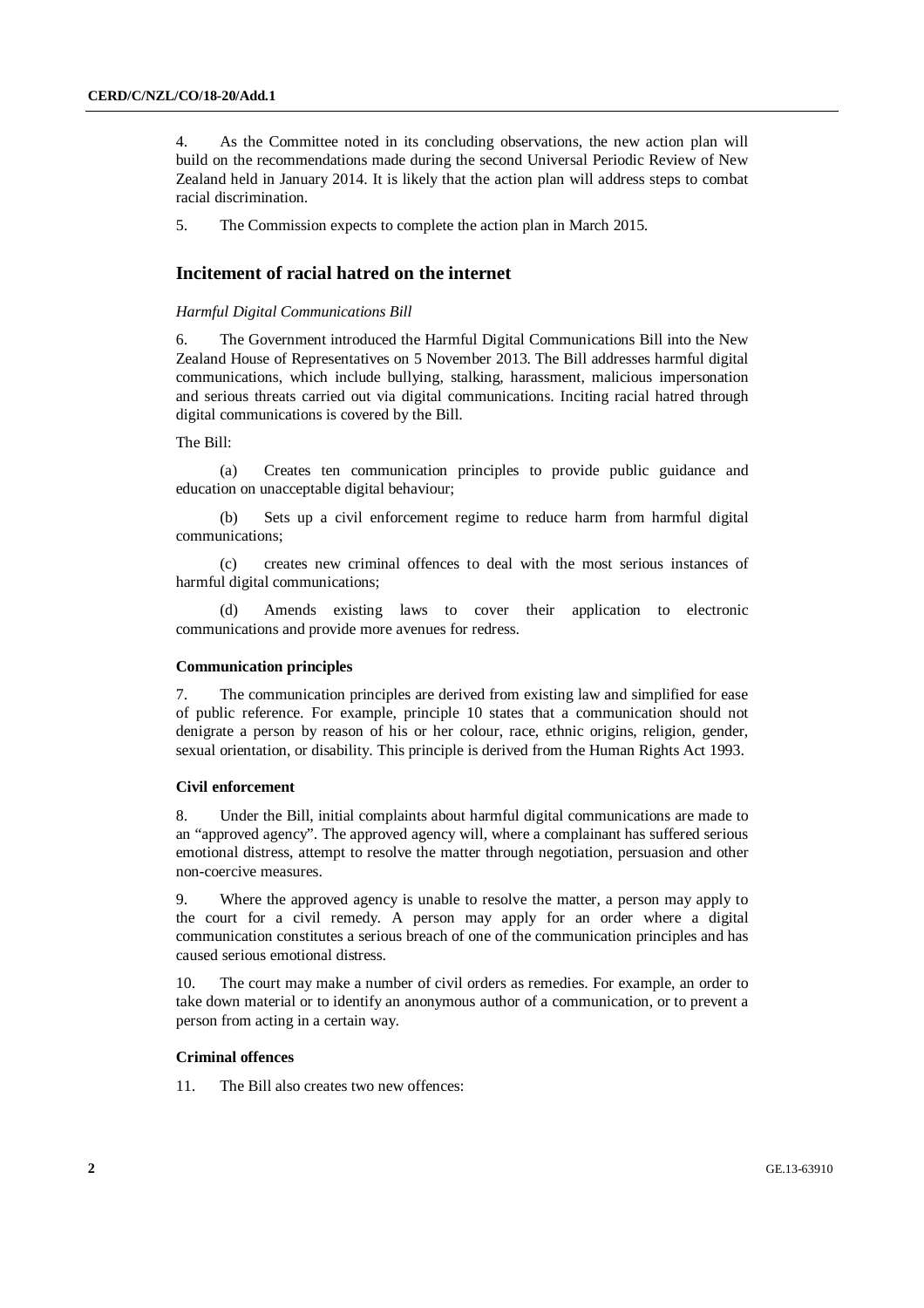4. As the Committee noted in its concluding observations, the new action plan will build on the recommendations made during the second Universal Periodic Review of New Zealand held in January 2014. It is likely that the action plan will address steps to combat racial discrimination.

5. The Commission expects to complete the action plan in March 2015.

## Incitement of racial hatred on the internet

*Harmful Digital Communications Bill*

6. The Government introduced the Harmful Digital Communications Bill into the New Zealand House of Representatives on 5 November 2013. The Bill addresses harmful digital communications, which include bullying, stalking, harassment, malicious impersonation and serious threats carried out via digital communications. Inciting racial hatred through digital communications is covered by the Bill.

The Bill:

(a) Creates ten communication principles to provide public guidance and education on unacceptable digital behaviour;

(b) Sets up a civil enforcement regime to reduce harm from harmful digital communications;

(c) creates new criminal offences to deal with the most serious instances of harmful digital communications;

(d) Amends existing laws to cover their application to electronic communications and provide more avenues for redress.

#### Communication principles

7. The communication principles are derived from existing law and simplified for ease of public reference. For example, principle 10 states that a communication should not denigrate a person by reason of his or her colour, race, ethnic origins, religion, gender, sexual orientation, or disability. This principle is derived from the Human Rights Act 1993.

#### Civil enforcement

8. Under the Bill, initial complaints about harmful digital communications are made to an "approved agency". The approved agency will, where a complainant has suffered serious emotional distress, attempt to resolve the matter through negotiation, persuasion and other non-coercive measures.

9. Where the approved agency is unable to resolve the matter, a person may apply to the court for a civil remedy. A person may apply for an order where a digital communication constitutes a serious breach of one of the communication principles and has caused serious emotional distress.

10. The court may make a number of civil orders as remedies. For example, an order to take down material or to identify an anonymous author of a communication, or to prevent a person from acting in a certain way.

#### Criminal offences

11. The Bill also creates two new offences: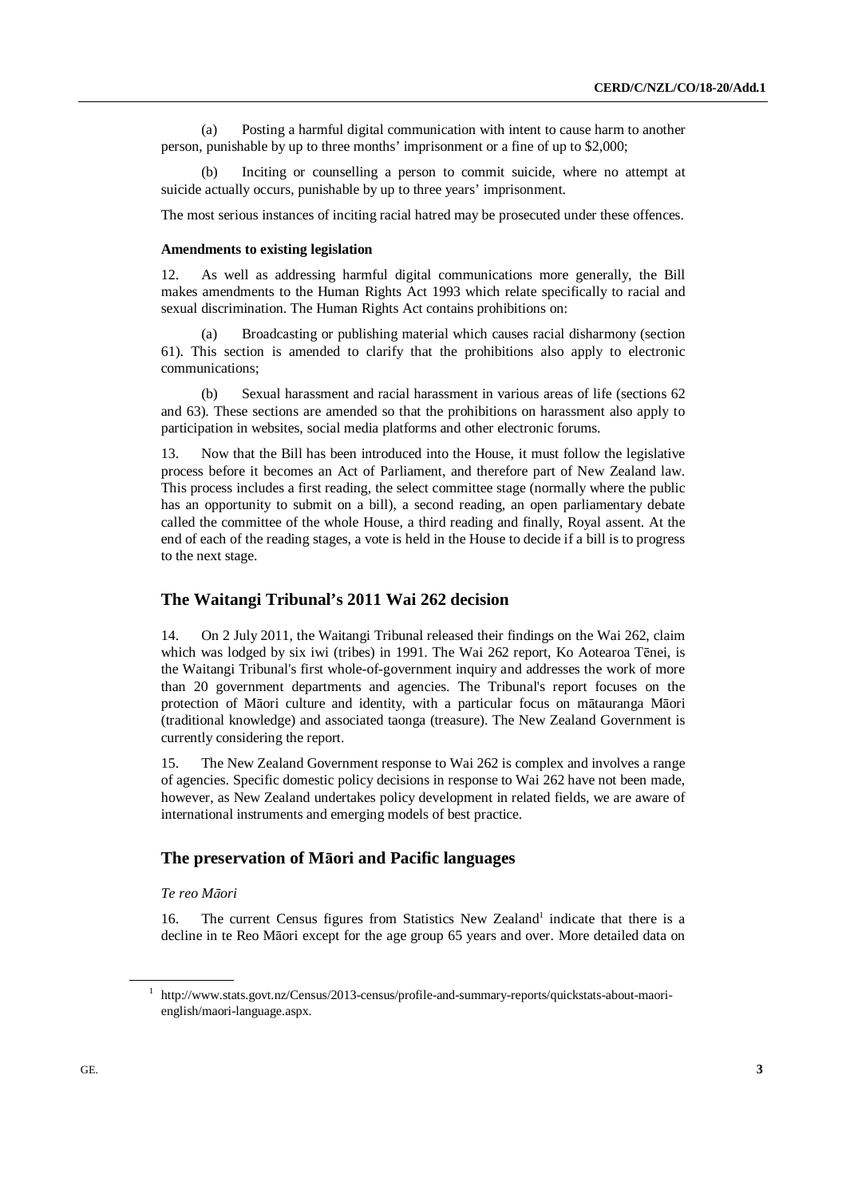(a) Posting a harmful digital communication with intent to cause harm to another person, punishable by up to three months' imprisonment or a fine of up to $2,000;

(b) Inciting or counselling a person to commit suicide, where no attempt at suicide actually occurs, punishable by up to three years' imprisonment.

The most serious instances of inciting racial hatred may be prosecuted under these offences.

**Amendments to existing legislation**

12. As well as addressing harmful digital communications more generally, the Bill makes amendments to the Human Rights Act 1993 which relate specifically to racial and sexual discrimination. The Human Rights Act contains prohibitions on:

(a) Broadcasting or publishing material which causes racial disharmony (section 61). This section is amended to clarify that the prohibitions also apply to electronic communications;

(b) Sexual harassment and racial harassment in various areas of life (sections 62 and 63). These sections are amended so that the prohibitions on harassment also apply to participation in websites, social media platforms and other electronic forums.

13. Now that the Bill has been introduced into the House, it must follow the legislative process before it becomes an Act of Parliament, and therefore part of New Zealand law. This process includes a first reading, the select committee stage (normally where the public has an opportunity to submit on a bill), a second reading, an open parliamentary debate called the committee of the whole House, a third reading and finally, Royal assent. At the end of each of the reading stages, a vote is held in the House to decide if a bill is to progress to the next stage.

## The Waitangi Tribunal's 2011 Wai 262 decision

14. On 2 July 2011, the Waitangi Tribunal released their findings on the Wai 262, claim which was lodged by six iwi (tribes) in 1991. The Wai 262 report, Ko Aotearoa Tēnei, is the Waitangi Tribunal's first whole-of-government inquiry and addresses the work of more than 20 government departments and agencies. The Tribunal's report focuses on the protection of Māori culture and identity, with a particular focus on mātauranga Māori (traditional knowledge) and associated taonga (treasure). The New Zealand Government is currently considering the report.

15. The New Zealand Government response to Wai 262 is complex and involves a range of agencies. Specific domestic policy decisions in response to Wai 262 have not been made, however, as New Zealand undertakes policy development in related fields, we are aware of international instruments and emerging models of best practice.

## The preservation of Māori and Pacific languages

*Te reo Māori*

16. The current Census figures from Statistics New Zealand[1] indicate that there is a decline in te Reo Māori except for the age group 65 years and over. More detailed data on

[1] http://www.stats.govt.nz/Census/2013-census/profile-and-summary-reports/quickstats-about-maori-english/maori-language.aspx.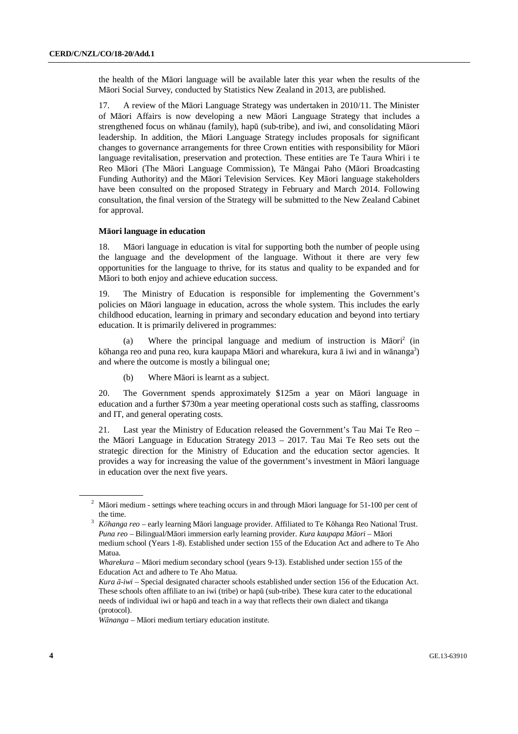the health of the Māori language will be available later this year when the results of the Māori Social Survey, conducted by Statistics New Zealand in 2013, are published.

17. A review of the Māori Language Strategy was undertaken in 2010/11. The Minister of Māori Affairs is now developing a new Māori Language Strategy that includes a strengthened focus on whānau (family), hapū (sub-tribe), and iwi, and consolidating Māori leadership. In addition, the Māori Language Strategy includes proposals for significant changes to governance arrangements for three Crown entities with responsibility for Māori language revitalisation, preservation and protection. These entities are Te Taura Whiri i te Reo Māori (The Māori Language Commission), Te Māngai Paho (Māori Broadcasting Funding Authority) and the Māori Television Services. Key Māori language stakeholders have been consulted on the proposed Strategy in February and March 2014. Following consultation, the final version of the Strategy will be submitted to the New Zealand Cabinet for approval.

**Māori language in education**

18. Māori language in education is vital for supporting both the number of people using the language and the development of the language. Without it there are very few opportunities for the language to thrive, for its status and quality to be expanded and for Māori to both enjoy and achieve education success.

19. The Ministry of Education is responsible for implementing the Government's policies on Māori language in education, across the whole system. This includes the early childhood education, learning in primary and secondary education and beyond into tertiary education. It is primarily delivered in programmes:

(a) Where the principal language and medium of instruction is Māori[2] (in kōhanga reo and puna reo, kura kaupapa Māori and wharekura, kura ā iwi and in wānanga[3]) and where the outcome is mostly a bilingual one;

(b) Where Māori is learnt as a subject.

20. The Government spends approximately $125m a year on Māori language in education and a further $730m a year meeting operational costs such as staffing, classrooms and IT, and general operating costs.

21. Last year the Ministry of Education released the Government's Tau Mai Te Reo – the Māori Language in Education Strategy 2013 – 2017. Tau Mai Te Reo sets out the strategic direction for the Ministry of Education and the education sector agencies. It provides a way for increasing the value of the government's investment in Māori language in education over the next five years.

---

[2] Māori medium - settings where teaching occurs in and through Māori language for 51-100 per cent of the time.

[3] *Kōhanga reo* – early learning Māori language provider. Affiliated to Te Kōhanga Reo National Trust.
*Puna reo* – Bilingual/Māori immersion early learning provider. *Kura kaupapa Māori* – Māori medium school (Years 1-8). Established under section 155 of the Education Act and adhere to Te Aho Matua.
*Wharekura* – Māori medium secondary school (years 9-13). Established under section 155 of the Education Act and adhere to Te Aho Matua.
*Kura ā-iwi* – Special designated character schools established under section 156 of the Education Act. These schools often affiliate to an iwi (tribe) or hapū (sub-tribe). These kura cater to the educational needs of individual iwi or hapū and teach in a way that reflects their own dialect and tikanga (protocol).
*Wānanga* – Māori medium tertiary education institute.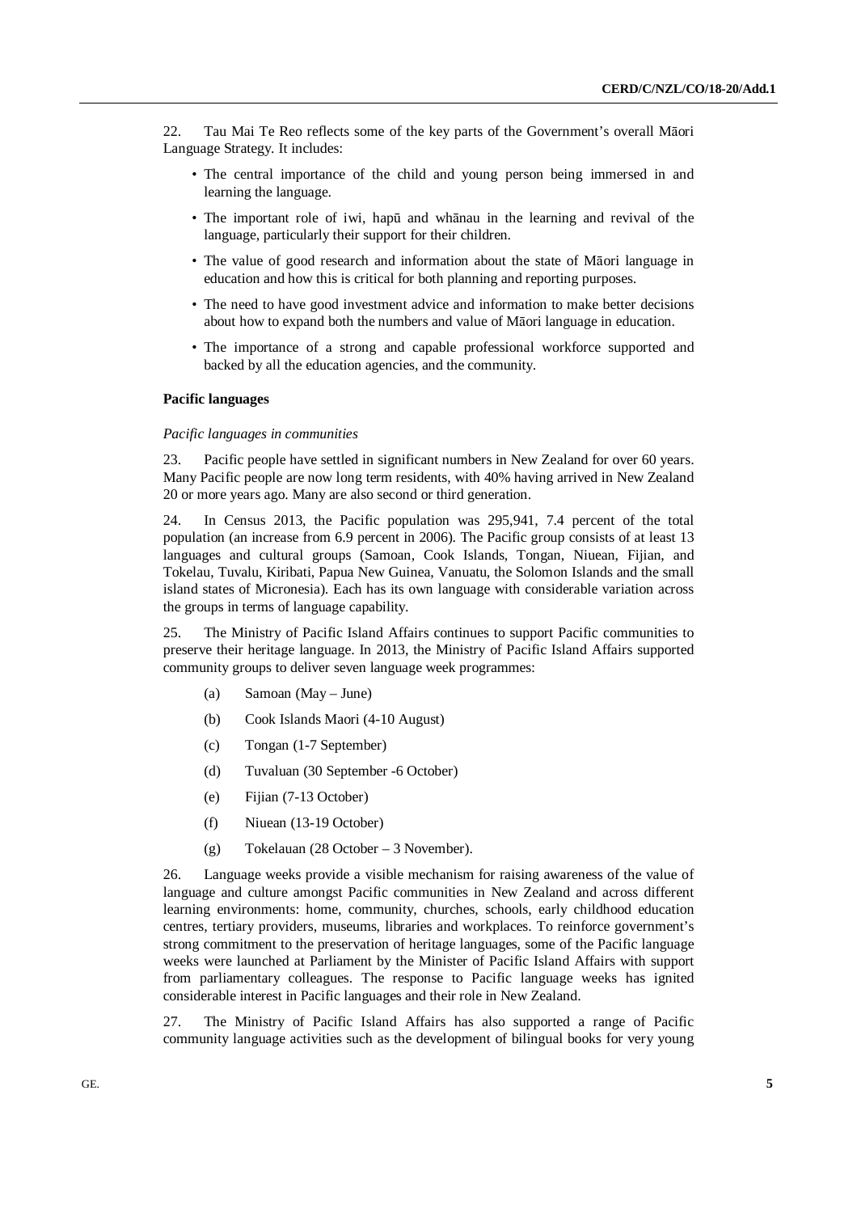22. Tau Mai Te Reo reflects some of the key parts of the Government's overall Māori Language Strategy. It includes:

- The central importance of the child and young person being immersed in and learning the language.
- The important role of iwi, hapū and whānau in the learning and revival of the language, particularly their support for their children.
- The value of good research and information about the state of Māori language in education and how this is critical for both planning and reporting purposes.
- The need to have good investment advice and information to make better decisions about how to expand both the numbers and value of Māori language in education.
- The importance of a strong and capable professional workforce supported and backed by all the education agencies, and the community.

**Pacific languages**

*Pacific languages in communities*

23. Pacific people have settled in significant numbers in New Zealand for over 60 years. Many Pacific people are now long term residents, with 40% having arrived in New Zealand 20 or more years ago. Many are also second or third generation.

24. In Census 2013, the Pacific population was 295,941, 7.4 percent of the total population (an increase from 6.9 percent in 2006). The Pacific group consists of at least 13 languages and cultural groups (Samoan, Cook Islands, Tongan, Niuean, Fijian, and Tokelau, Tuvalu, Kiribati, Papua New Guinea, Vanuatu, the Solomon Islands and the small island states of Micronesia). Each has its own language with considerable variation across the groups in terms of language capability.

25. The Ministry of Pacific Island Affairs continues to support Pacific communities to preserve their heritage language. In 2013, the Ministry of Pacific Island Affairs supported community groups to deliver seven language week programmes:

(a) Samoan (May – June)

(b) Cook Islands Maori (4-10 August)

(c) Tongan (1-7 September)

(d) Tuvaluan (30 September -6 October)

(e) Fijian (7-13 October)

(f) Niuean (13-19 October)

(g) Tokelauan (28 October – 3 November).

26. Language weeks provide a visible mechanism for raising awareness of the value of language and culture amongst Pacific communities in New Zealand and across different learning environments: home, community, churches, schools, early childhood education centres, tertiary providers, museums, libraries and workplaces. To reinforce government's strong commitment to the preservation of heritage languages, some of the Pacific language weeks were launched at Parliament by the Minister of Pacific Island Affairs with support from parliamentary colleagues. The response to Pacific language weeks has ignited considerable interest in Pacific languages and their role in New Zealand.

27. The Ministry of Pacific Island Affairs has also supported a range of Pacific community language activities such as the development of bilingual books for very young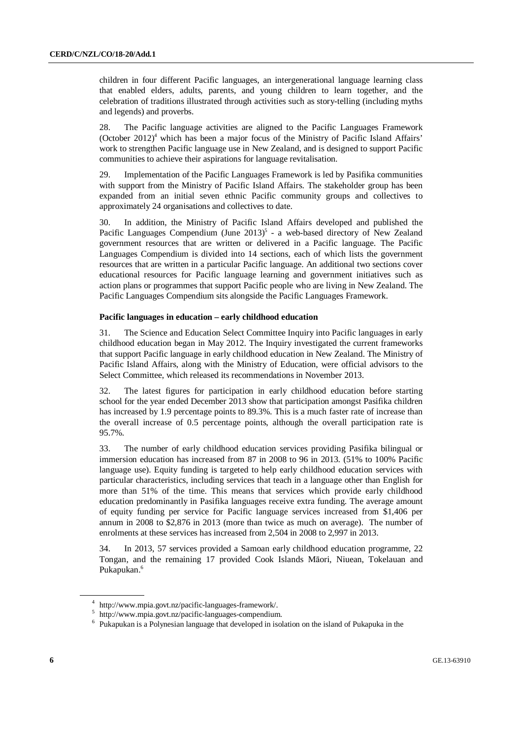children in four different Pacific languages, an intergenerational language learning class that enabled elders, adults, parents, and young children to learn together, and the celebration of traditions illustrated through activities such as story-telling (including myths and legends) and proverbs.

28. The Pacific language activities are aligned to the Pacific Languages Framework (October 2012)[4] which has been a major focus of the Ministry of Pacific Island Affairs' work to strengthen Pacific language use in New Zealand, and is designed to support Pacific communities to achieve their aspirations for language revitalisation.

29. Implementation of the Pacific Languages Framework is led by Pasifika communities with support from the Ministry of Pacific Island Affairs. The stakeholder group has been expanded from an initial seven ethnic Pacific community groups and collectives to approximately 24 organisations and collectives to date.

30. In addition, the Ministry of Pacific Island Affairs developed and published the Pacific Languages Compendium (June 2013)[5] - a web-based directory of New Zealand government resources that are written or delivered in a Pacific language. The Pacific Languages Compendium is divided into 14 sections, each of which lists the government resources that are written in a particular Pacific language. An additional two sections cover educational resources for Pacific language learning and government initiatives such as action plans or programmes that support Pacific people who are living in New Zealand. The Pacific Languages Compendium sits alongside the Pacific Languages Framework.

**Pacific languages in education – early childhood education**

31. The Science and Education Select Committee Inquiry into Pacific languages in early childhood education began in May 2012. The Inquiry investigated the current frameworks that support Pacific language in early childhood education in New Zealand. The Ministry of Pacific Island Affairs, along with the Ministry of Education, were official advisors to the Select Committee, which released its recommendations in November 2013.

32. The latest figures for participation in early childhood education before starting school for the year ended December 2013 show that participation amongst Pasifika children has increased by 1.9 percentage points to 89.3%. This is a much faster rate of increase than the overall increase of 0.5 percentage points, although the overall participation rate is 95.7%.

33. The number of early childhood education services providing Pasifika bilingual or immersion education has increased from 87 in 2008 to 96 in 2013. (51% to 100% Pacific language use). Equity funding is targeted to help early childhood education services with particular characteristics, including services that teach in a language other than English for more than 51% of the time. This means that services which provide early childhood education predominantly in Pasifika languages receive extra funding. The average amount of equity funding per service for Pacific language services increased from $1,406 per annum in 2008 to $2,876 in 2013 (more than twice as much on average). The number of enrolments at these services has increased from 2,504 in 2008 to 2,997 in 2013.

34. In 2013, 57 services provided a Samoan early childhood education programme, 22 Tongan, and the remaining 17 provided Cook Islands Māori, Niuean, Tokelauan and Pukapukan.[6]

[4] http://www.mpia.govt.nz/pacific-languages-framework/.

[5] http://www.mpia.govt.nz/pacific-languages-compendium.

[6] Pukapukan is a Polynesian language that developed in isolation on the island of Pukapuka in the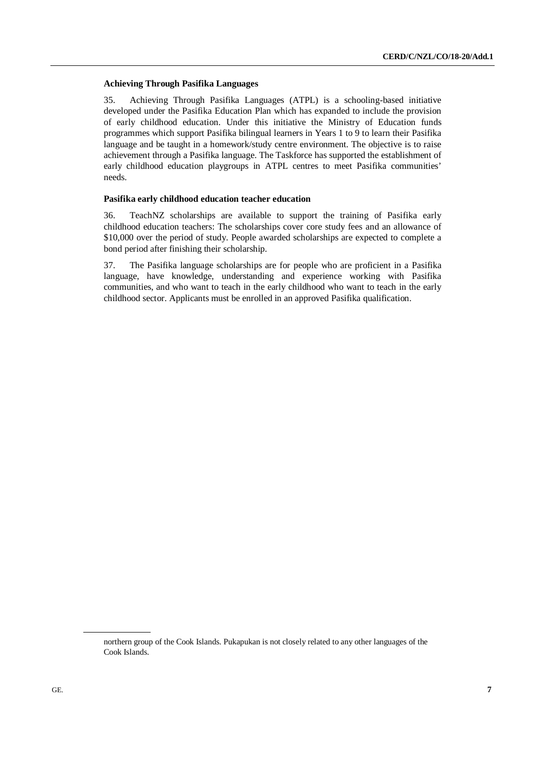#### Achieving Through Pasifika Languages

35. Achieving Through Pasifika Languages (ATPL) is a schooling-based initiative developed under the Pasifika Education Plan which has expanded to include the provision of early childhood education. Under this initiative the Ministry of Education funds programmes which support Pasifika bilingual learners in Years 1 to 9 to learn their Pasifika language and be taught in a homework/study centre environment. The objective is to raise achievement through a Pasifika language. The Taskforce has supported the establishment of early childhood education playgroups in ATPL centres to meet Pasifika communities' needs.

#### Pasifika early childhood education teacher education

36. TeachNZ scholarships are available to support the training of Pasifika early childhood education teachers: The scholarships cover core study fees and an allowance of $10,000 over the period of study. People awarded scholarships are expected to complete a bond period after finishing their scholarship.

37. The Pasifika language scholarships are for people who are proficient in a Pasifika language, have knowledge, understanding and experience working with Pasifika communities, and who want to teach in the early childhood who want to teach in the early childhood sector. Applicants must be enrolled in an approved Pasifika qualification.

---

northern group of the Cook Islands. Pukapukan is not closely related to any other languages of the Cook Islands.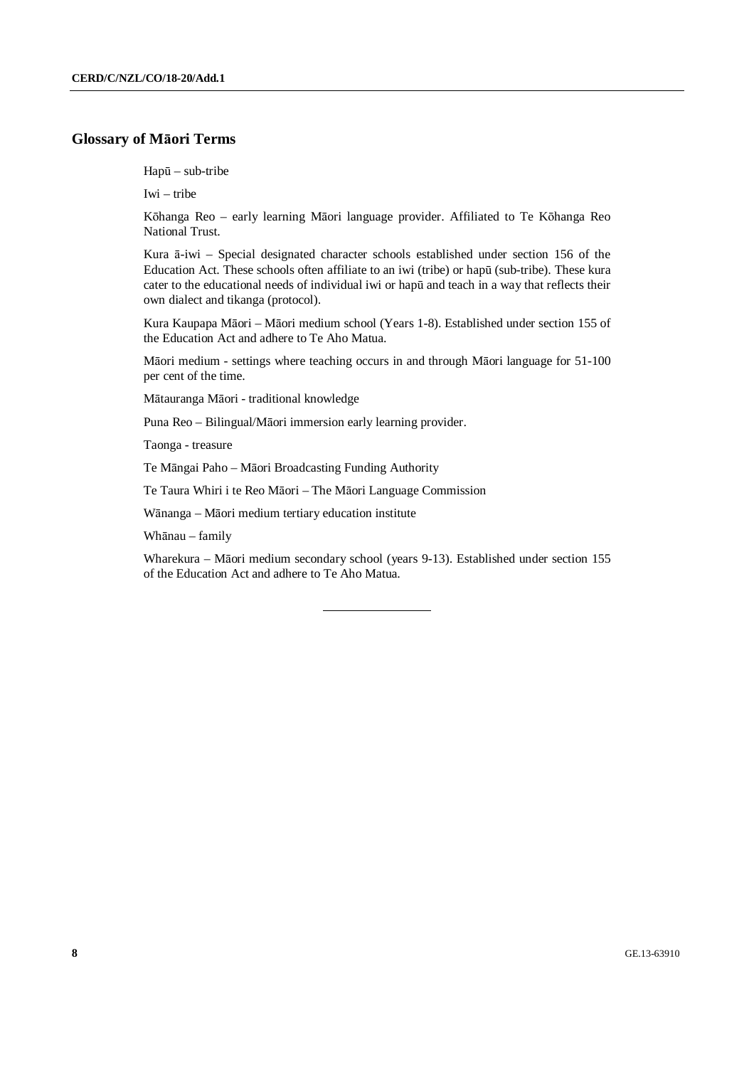## Glossary of Māori Terms

Hapū – sub-tribe

Iwi – tribe

Kōhanga Reo – early learning Māori language provider. Affiliated to Te Kōhanga Reo National Trust.

Kura ā-iwi – Special designated character schools established under section 156 of the Education Act. These schools often affiliate to an iwi (tribe) or hapū (sub-tribe). These kura cater to the educational needs of individual iwi or hapū and teach in a way that reflects their own dialect and tikanga (protocol).

Kura Kaupapa Māori – Māori medium school (Years 1-8). Established under section 155 of the Education Act and adhere to Te Aho Matua.

Māori medium - settings where teaching occurs in and through Māori language for 51-100 per cent of the time.

Mātauranga Māori - traditional knowledge

Puna Reo – Bilingual/Māori immersion early learning provider.

Taonga - treasure

Te Māngai Paho – Māori Broadcasting Funding Authority

Te Taura Whiri i te Reo Māori – The Māori Language Commission

Wānanga – Māori medium tertiary education institute

Whānau – family

Wharekura – Māori medium secondary school (years 9-13). Established under section 155 of the Education Act and adhere to Te Aho Matua.